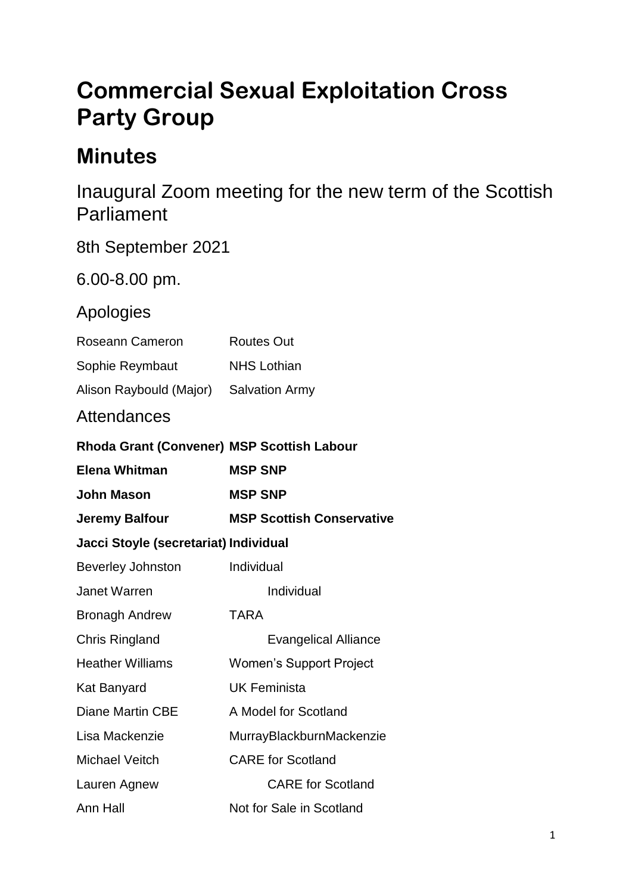# Commercial Sexual Exploitation Cross Party Group

## Minutes

### Inaugural Zoom meeting for the new term of the Scottish Parliament

8th September 2021

6.00-8.00 pm.

### Apologies

| | |
|---|---|
| Roseann Cameron | Routes Out |
| Sophie Reymbaut | NHS Lothian |
| Alison Raybould (Major) | Salvation Army |

### Attendances

| | |
|---|---|
| **Rhoda Grant (Convener)** | **MSP Scottish Labour** |
| **Elena Whitman** | **MSP SNP** |
| **John Mason** | **MSP SNP** |
| **Jeremy Balfour** | **MSP Scottish Conservative** |
| **Jacci Stoyle (secretariat)** | **Individual** |
| Beverley Johnston | Individual |
| Janet Warren | Individual |
| Bronagh Andrew | TARA |
| Chris Ringland | Evangelical Alliance |
| Heather Williams | Women's Support Project |
| Kat Banyard | UK Feminista |
| Diane Martin CBE | A Model for Scotland |
| Lisa Mackenzie | MurrayBlackburnMackenzie |
| Michael Veitch | CARE for Scotland |
| Lauren Agnew | CARE for Scotland |
| Ann Hall | Not for Sale in Scotland |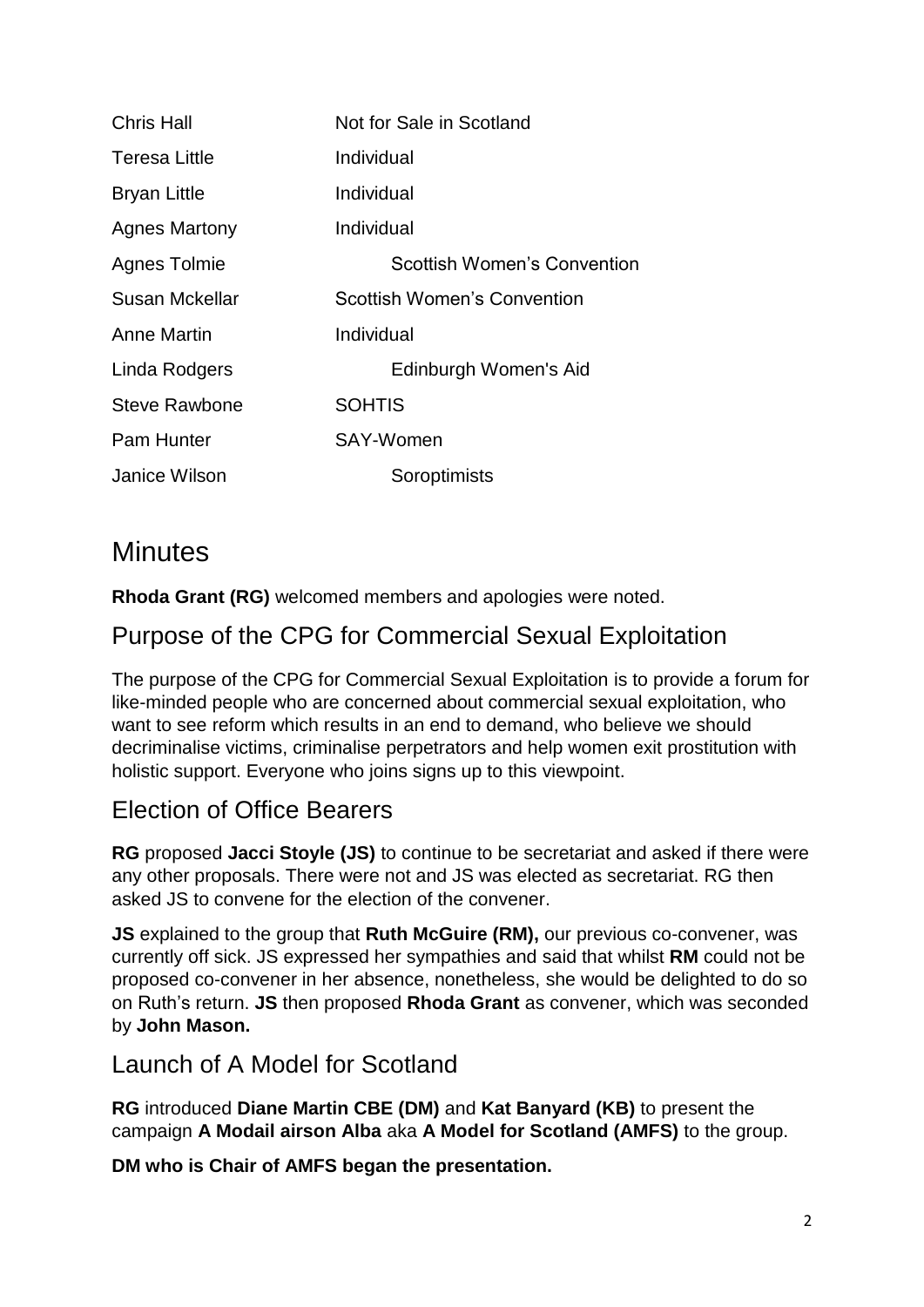| | |
|---|---|
| Chris Hall | Not for Sale in Scotland |
| Teresa Little | Individual |
| Bryan Little | Individual |
| Agnes Martony | Individual |
| Agnes Tolmie | Scottish Women's Convention |
| Susan Mckellar | Scottish Women's Convention |
| Anne Martin | Individual |
| Linda Rodgers | Edinburgh Women's Aid |
| Steve Rawbone | SOHTIS |
| Pam Hunter | SAY-Women |
| Janice Wilson | Soroptimists |

# Minutes

**Rhoda Grant (RG)** welcomed members and apologies were noted.

## Purpose of the CPG for Commercial Sexual Exploitation

The purpose of the CPG for Commercial Sexual Exploitation is to provide a forum for like-minded people who are concerned about commercial sexual exploitation, who want to see reform which results in an end to demand, who believe we should decriminalise victims, criminalise perpetrators and help women exit prostitution with holistic support. Everyone who joins signs up to this viewpoint.

## Election of Office Bearers

**RG** proposed **Jacci Stoyle (JS)** to continue to be secretariat and asked if there were any other proposals. There were not and JS was elected as secretariat. RG then asked JS to convene for the election of the convener.

**JS** explained to the group that **Ruth McGuire (RM),** our previous co-convener, was currently off sick. JS expressed her sympathies and said that whilst **RM** could not be proposed co-convener in her absence, nonetheless, she would be delighted to do so on Ruth's return. **JS** then proposed **Rhoda Grant** as convener, which was seconded by **John Mason.**

## Launch of A Model for Scotland

**RG** introduced **Diane Martin CBE (DM)** and **Kat Banyard (KB)** to present the campaign **A Modail airson Alba** aka **A Model for Scotland (AMFS)** to the group.

**DM who is Chair of AMFS began the presentation.**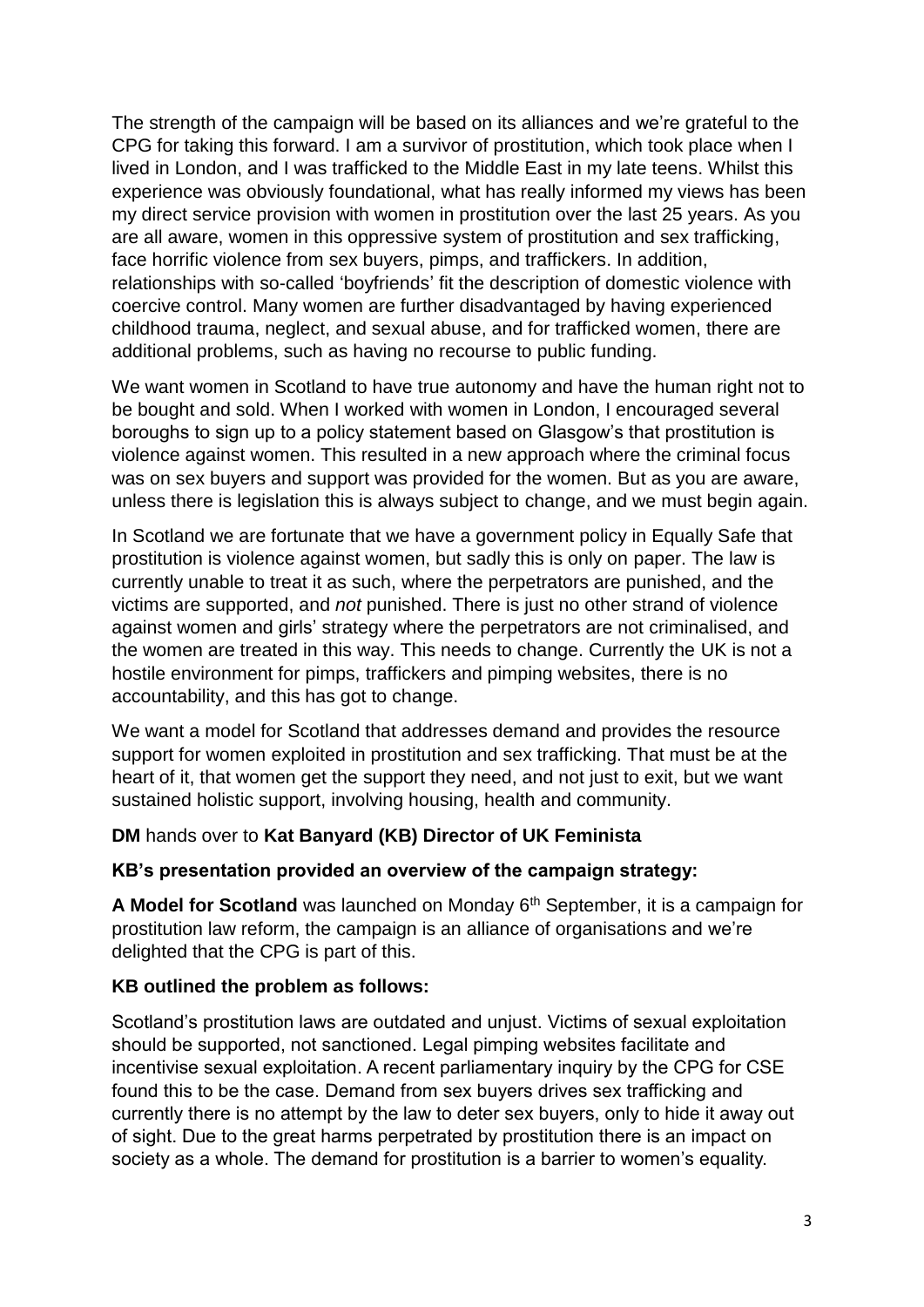The strength of the campaign will be based on its alliances and we're grateful to the CPG for taking this forward. I am a survivor of prostitution, which took place when I lived in London, and I was trafficked to the Middle East in my late teens. Whilst this experience was obviously foundational, what has really informed my views has been my direct service provision with women in prostitution over the last 25 years. As you are all aware, women in this oppressive system of prostitution and sex trafficking, face horrific violence from sex buyers, pimps, and traffickers. In addition, relationships with so-called 'boyfriends' fit the description of domestic violence with coercive control. Many women are further disadvantaged by having experienced childhood trauma, neglect, and sexual abuse, and for trafficked women, there are additional problems, such as having no recourse to public funding.

We want women in Scotland to have true autonomy and have the human right not to be bought and sold. When I worked with women in London, I encouraged several boroughs to sign up to a policy statement based on Glasgow's that prostitution is violence against women. This resulted in a new approach where the criminal focus was on sex buyers and support was provided for the women. But as you are aware, unless there is legislation this is always subject to change, and we must begin again.

In Scotland we are fortunate that we have a government policy in Equally Safe that prostitution is violence against women, but sadly this is only on paper. The law is currently unable to treat it as such, where the perpetrators are punished, and the victims are supported, and *not* punished. There is just no other strand of violence against women and girls' strategy where the perpetrators are not criminalised, and the women are treated in this way. This needs to change. Currently the UK is not a hostile environment for pimps, traffickers and pimping websites, there is no accountability, and this has got to change.

We want a model for Scotland that addresses demand and provides the resource support for women exploited in prostitution and sex trafficking. That must be at the heart of it, that women get the support they need, and not just to exit, but we want sustained holistic support, involving housing, health and community.

**DM** hands over to **Kat Banyard (KB) Director of UK Feminista**

**KB's presentation provided an overview of the campaign strategy:**

**A Model for Scotland** was launched on Monday 6th September, it is a campaign for prostitution law reform, the campaign is an alliance of organisations and we're delighted that the CPG is part of this.

**KB outlined the problem as follows:**

Scotland's prostitution laws are outdated and unjust. Victims of sexual exploitation should be supported, not sanctioned. Legal pimping websites facilitate and incentivise sexual exploitation. A recent parliamentary inquiry by the CPG for CSE found this to be the case. Demand from sex buyers drives sex trafficking and currently there is no attempt by the law to deter sex buyers, only to hide it away out of sight. Due to the great harms perpetrated by prostitution there is an impact on society as a whole. The demand for prostitution is a barrier to women's equality.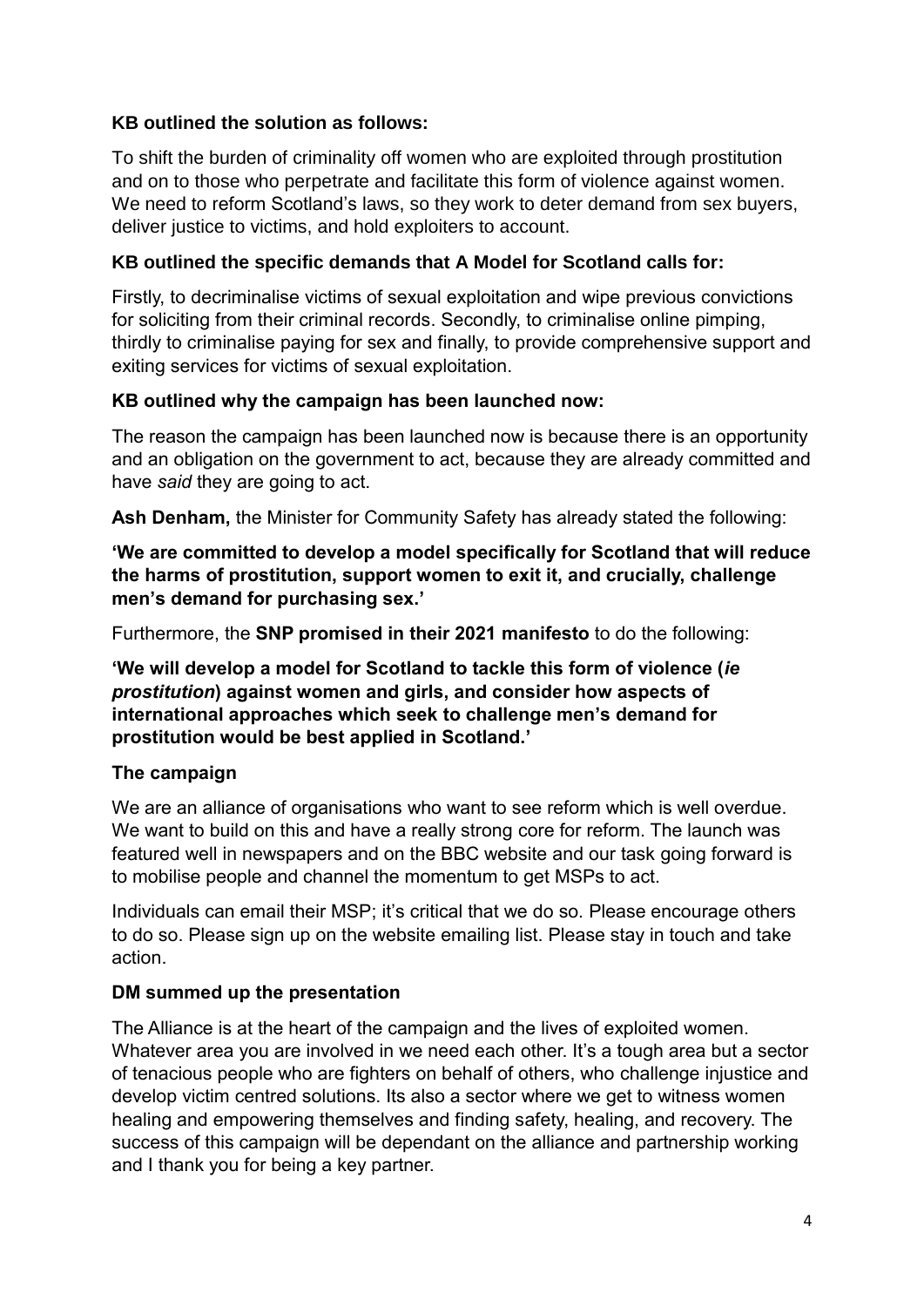**KB outlined the solution as follows:**

To shift the burden of criminality off women who are exploited through prostitution and on to those who perpetrate and facilitate this form of violence against women. We need to reform Scotland's laws, so they work to deter demand from sex buyers, deliver justice to victims, and hold exploiters to account.

**KB outlined the specific demands that A Model for Scotland calls for:**

Firstly, to decriminalise victims of sexual exploitation and wipe previous convictions for soliciting from their criminal records. Secondly, to criminalise online pimping, thirdly to criminalise paying for sex and finally, to provide comprehensive support and exiting services for victims of sexual exploitation.

**KB outlined why the campaign has been launched now:**

The reason the campaign has been launched now is because there is an opportunity and an obligation on the government to act, because they are already committed and have *said* they are going to act.

**Ash Denham,** the Minister for Community Safety has already stated the following:

**'We are committed to develop a model specifically for Scotland that will reduce the harms of prostitution, support women to exit it, and crucially, challenge men's demand for purchasing sex.'**

Furthermore, the **SNP promised in their 2021 manifesto** to do the following:

**'We will develop a model for Scotland to tackle this form of violence (*ie prostitution*) against women and girls, and consider how aspects of international approaches which seek to challenge men's demand for prostitution would be best applied in Scotland.'**

**The campaign**

We are an alliance of organisations who want to see reform which is well overdue. We want to build on this and have a really strong core for reform. The launch was featured well in newspapers and on the BBC website and our task going forward is to mobilise people and channel the momentum to get MSPs to act.

Individuals can email their MSP; it's critical that we do so. Please encourage others to do so. Please sign up on the website emailing list. Please stay in touch and take action.

**DM summed up the presentation**

The Alliance is at the heart of the campaign and the lives of exploited women. Whatever area you are involved in we need each other. It's a tough area but a sector of tenacious people who are fighters on behalf of others, who challenge injustice and develop victim centred solutions. Its also a sector where we get to witness women healing and empowering themselves and finding safety, healing, and recovery. The success of this campaign will be dependant on the alliance and partnership working and I thank you for being a key partner.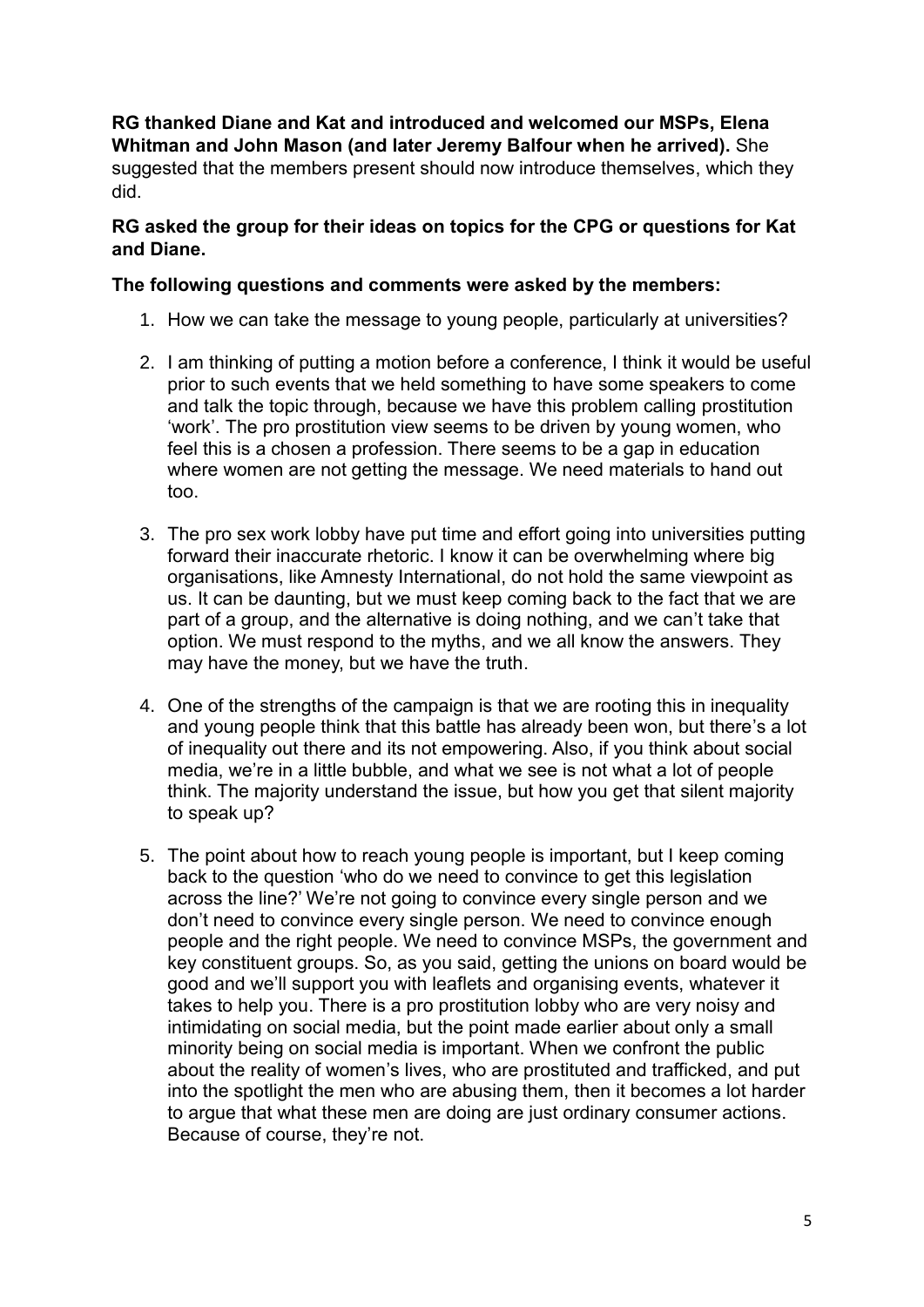**RG thanked Diane and Kat and introduced and welcomed our MSPs, Elena Whitman and John Mason (and later Jeremy Balfour when he arrived).** She suggested that the members present should now introduce themselves, which they did.

**RG asked the group for their ideas on topics for the CPG or questions for Kat and Diane.**

**The following questions and comments were asked by the members:**

1. How we can take the message to young people, particularly at universities?

2. I am thinking of putting a motion before a conference, I think it would be useful prior to such events that we held something to have some speakers to come and talk the topic through, because we have this problem calling prostitution 'work'. The pro prostitution view seems to be driven by young women, who feel this is a chosen a profession. There seems to be a gap in education where women are not getting the message. We need materials to hand out too.

3. The pro sex work lobby have put time and effort going into universities putting forward their inaccurate rhetoric. I know it can be overwhelming where big organisations, like Amnesty International, do not hold the same viewpoint as us. It can be daunting, but we must keep coming back to the fact that we are part of a group, and the alternative is doing nothing, and we can't take that option. We must respond to the myths, and we all know the answers. They may have the money, but we have the truth.

4. One of the strengths of the campaign is that we are rooting this in inequality and young people think that this battle has already been won, but there's a lot of inequality out there and its not empowering. Also, if you think about social media, we're in a little bubble, and what we see is not what a lot of people think. The majority understand the issue, but how you get that silent majority to speak up?

5. The point about how to reach young people is important, but I keep coming back to the question 'who do we need to convince to get this legislation across the line?' We're not going to convince every single person and we don't need to convince every single person. We need to convince enough people and the right people. We need to convince MSPs, the government and key constituent groups. So, as you said, getting the unions on board would be good and we'll support you with leaflets and organising events, whatever it takes to help you. There is a pro prostitution lobby who are very noisy and intimidating on social media, but the point made earlier about only a small minority being on social media is important. When we confront the public about the reality of women's lives, who are prostituted and trafficked, and put into the spotlight the men who are abusing them, then it becomes a lot harder to argue that what these men are doing are just ordinary consumer actions. Because of course, they're not.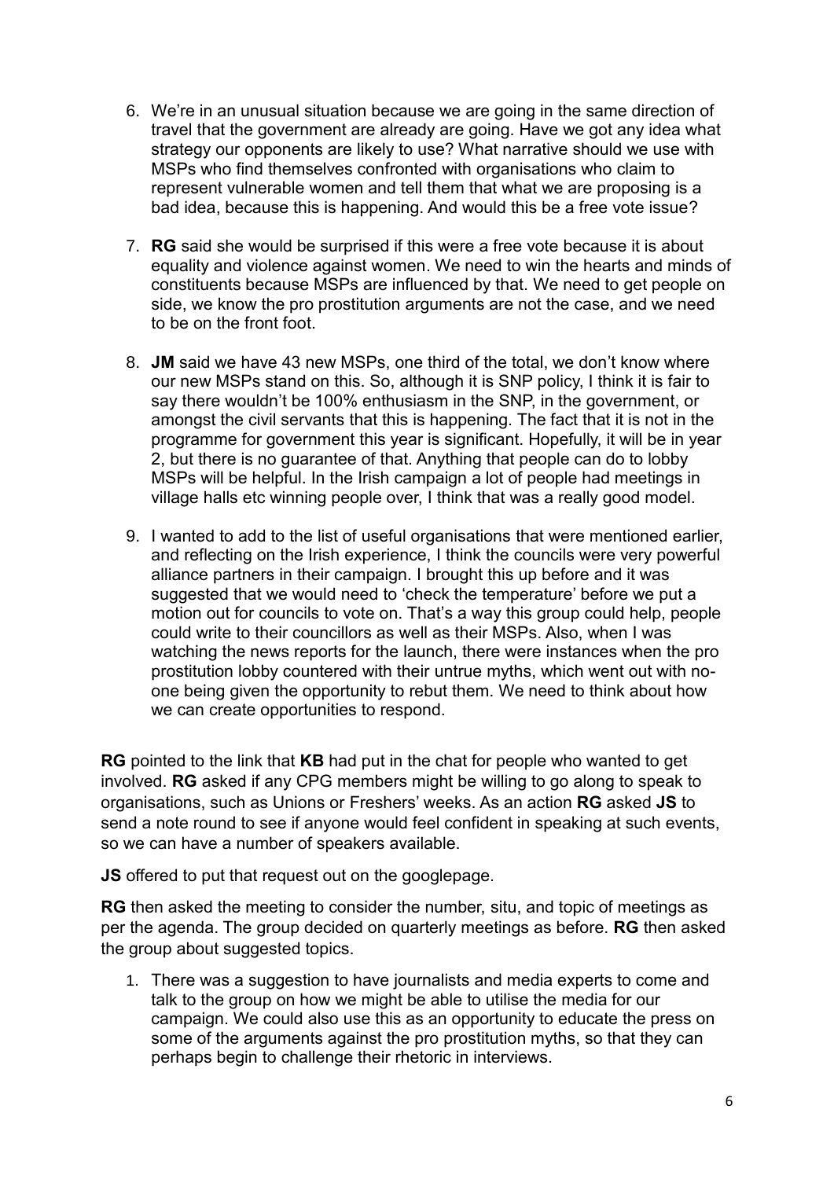6. We're in an unusual situation because we are going in the same direction of travel that the government are already are going. Have we got any idea what strategy our opponents are likely to use? What narrative should we use with MSPs who find themselves confronted with organisations who claim to represent vulnerable women and tell them that what we are proposing is a bad idea, because this is happening. And would this be a free vote issue?

7. **RG** said she would be surprised if this were a free vote because it is about equality and violence against women. We need to win the hearts and minds of constituents because MSPs are influenced by that. We need to get people on side, we know the pro prostitution arguments are not the case, and we need to be on the front foot.

8. **JM** said we have 43 new MSPs, one third of the total, we don't know where our new MSPs stand on this. So, although it is SNP policy, I think it is fair to say there wouldn't be 100% enthusiasm in the SNP, in the government, or amongst the civil servants that this is happening. The fact that it is not in the programme for government this year is significant. Hopefully, it will be in year 2, but there is no guarantee of that. Anything that people can do to lobby MSPs will be helpful. In the Irish campaign a lot of people had meetings in village halls etc winning people over, I think that was a really good model.

9. I wanted to add to the list of useful organisations that were mentioned earlier, and reflecting on the Irish experience, I think the councils were very powerful alliance partners in their campaign. I brought this up before and it was suggested that we would need to 'check the temperature' before we put a motion out for councils to vote on. That's a way this group could help, people could write to their councillors as well as their MSPs. Also, when I was watching the news reports for the launch, there were instances when the pro prostitution lobby countered with their untrue myths, which went out with no-one being given the opportunity to rebut them. We need to think about how we can create opportunities to respond.

**RG** pointed to the link that **KB** had put in the chat for people who wanted to get involved. **RG** asked if any CPG members might be willing to go along to speak to organisations, such as Unions or Freshers' weeks. As an action **RG** asked **JS** to send a note round to see if anyone would feel confident in speaking at such events, so we can have a number of speakers available.

**JS** offered to put that request out on the googlepage.

**RG** then asked the meeting to consider the number, situ, and topic of meetings as per the agenda. The group decided on quarterly meetings as before. **RG** then asked the group about suggested topics.

1. There was a suggestion to have journalists and media experts to come and talk to the group on how we might be able to utilise the media for our campaign. We could also use this as an opportunity to educate the press on some of the arguments against the pro prostitution myths, so that they can perhaps begin to challenge their rhetoric in interviews.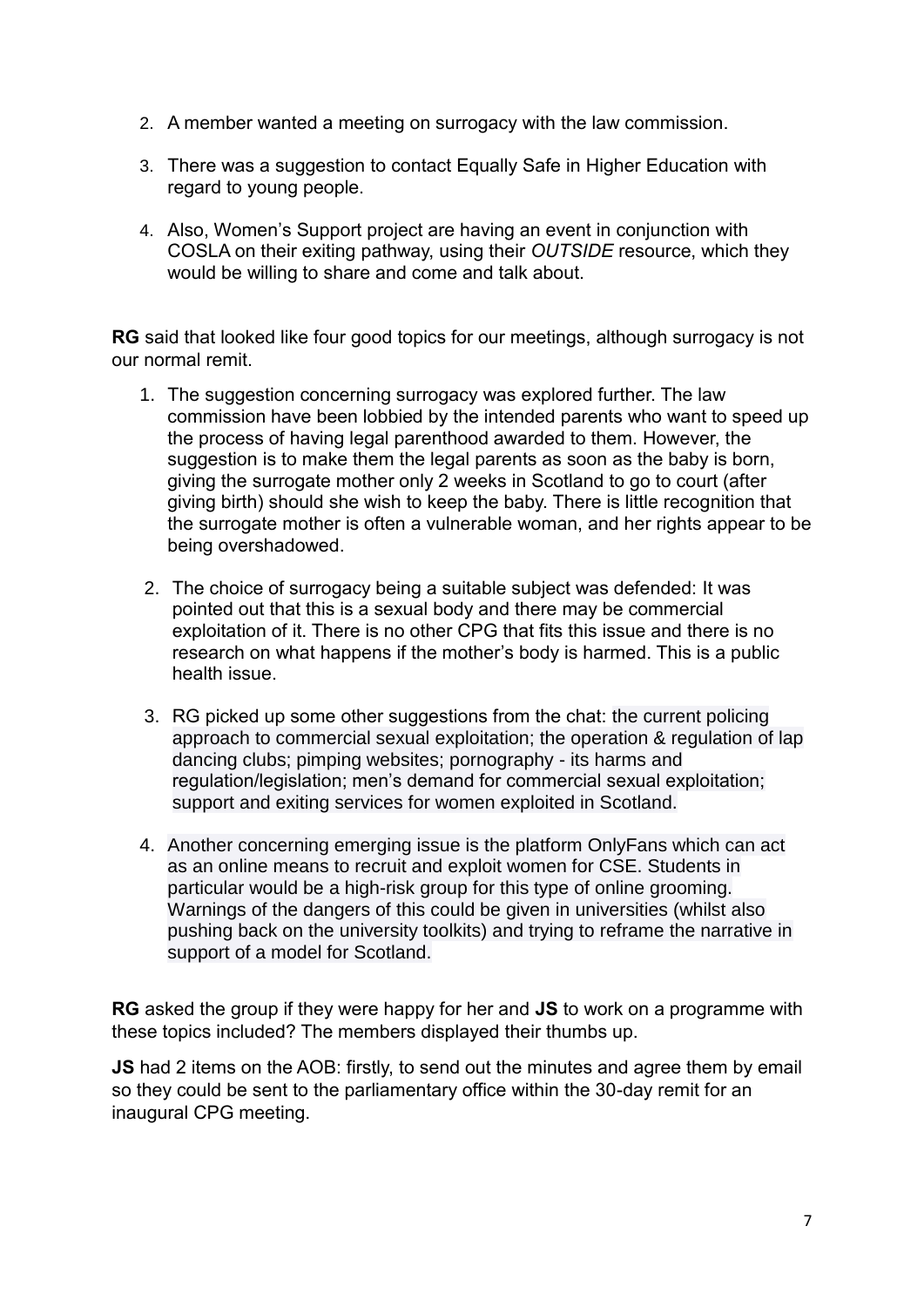2. A member wanted a meeting on surrogacy with the law commission.

3. There was a suggestion to contact Equally Safe in Higher Education with regard to young people.

4. Also, Women's Support project are having an event in conjunction with COSLA on their exiting pathway, using their *OUTSIDE* resource, which they would be willing to share and come and talk about.

**RG** said that looked like four good topics for our meetings, although surrogacy is not our normal remit.

1. The suggestion concerning surrogacy was explored further. The law commission have been lobbied by the intended parents who want to speed up the process of having legal parenthood awarded to them. However, the suggestion is to make them the legal parents as soon as the baby is born, giving the surrogate mother only 2 weeks in Scotland to go to court (after giving birth) should she wish to keep the baby. There is little recognition that the surrogate mother is often a vulnerable woman, and her rights appear to be being overshadowed.

2. The choice of surrogacy being a suitable subject was defended: It was pointed out that this is a sexual body and there may be commercial exploitation of it. There is no other CPG that fits this issue and there is no research on what happens if the mother's body is harmed. This is a public health issue.

3. RG picked up some other suggestions from the chat: the current policing approach to commercial sexual exploitation; the operation & regulation of lap dancing clubs; pimping websites; pornography - its harms and regulation/legislation; men's demand for commercial sexual exploitation; support and exiting services for women exploited in Scotland.

4. Another concerning emerging issue is the platform OnlyFans which can act as an online means to recruit and exploit women for CSE. Students in particular would be a high-risk group for this type of online grooming. Warnings of the dangers of this could be given in universities (whilst also pushing back on the university toolkits) and trying to reframe the narrative in support of a model for Scotland.

**RG** asked the group if they were happy for her and **JS** to work on a programme with these topics included? The members displayed their thumbs up.

**JS** had 2 items on the AOB: firstly, to send out the minutes and agree them by email so they could be sent to the parliamentary office within the 30-day remit for an inaugural CPG meeting.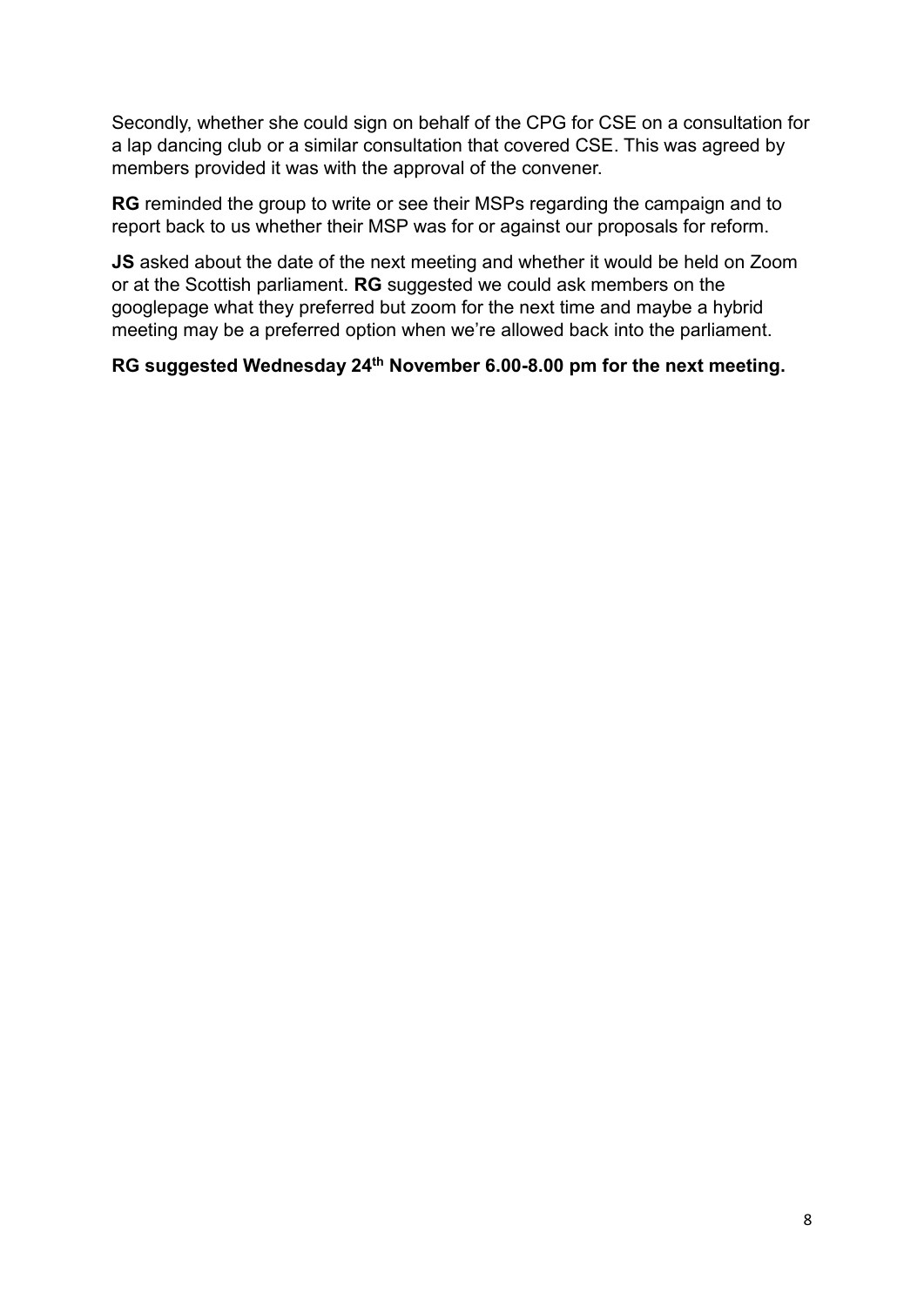Secondly, whether she could sign on behalf of the CPG for CSE on a consultation for a lap dancing club or a similar consultation that covered CSE. This was agreed by members provided it was with the approval of the convener.

**RG** reminded the group to write or see their MSPs regarding the campaign and to report back to us whether their MSP was for or against our proposals for reform.

**JS** asked about the date of the next meeting and whether it would be held on Zoom or at the Scottish parliament. **RG** suggested we could ask members on the googlepage what they preferred but zoom for the next time and maybe a hybrid meeting may be a preferred option when we're allowed back into the parliament.

**RG suggested Wednesday 24th November 6.00-8.00 pm for the next meeting.**